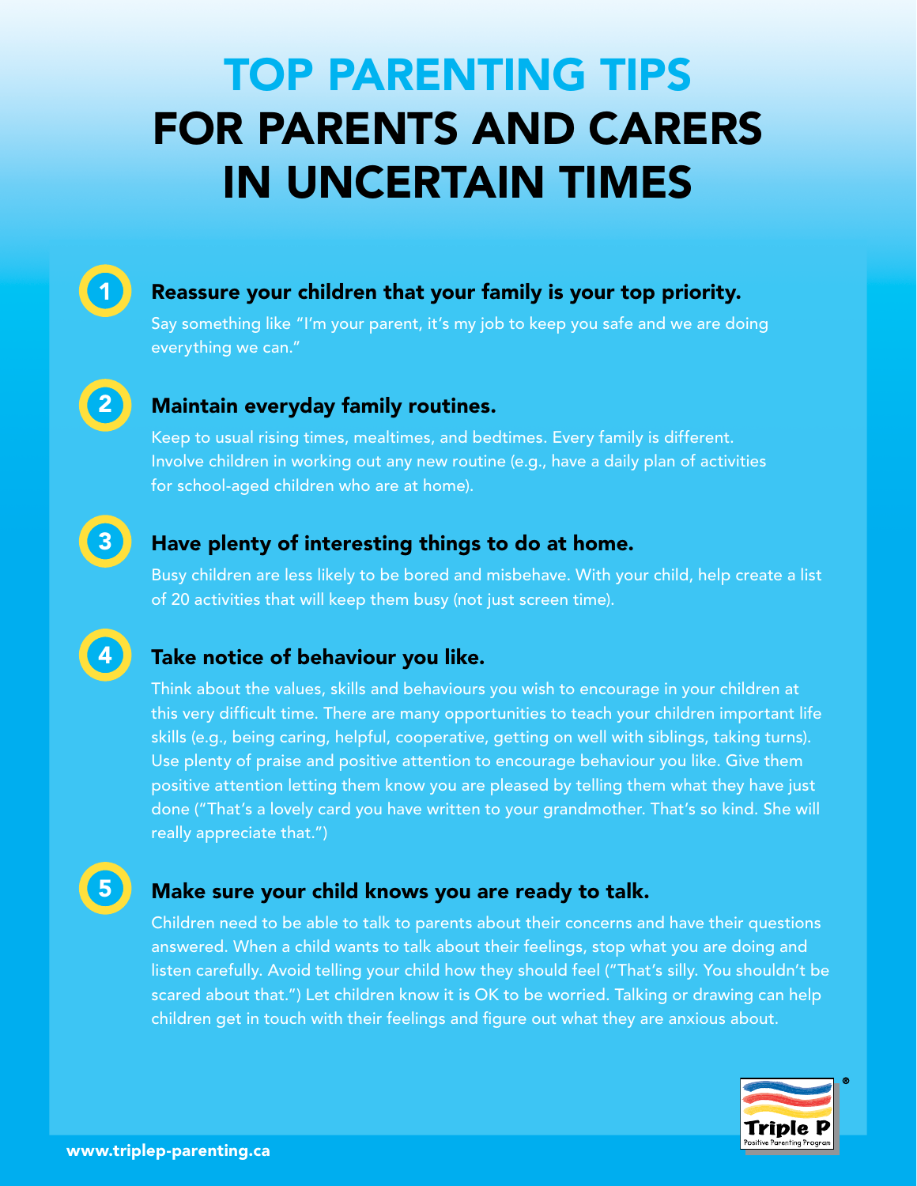# TOP PARENTING TIPS FOR PARENTS AND CARERS IN UNCERTAIN TIMES

1. **Reassure your children that your family is your top priority.**

   Say something like "I'm your parent, it's my job to keep you safe and we are doing everything we can."

2. **Maintain everyday family routines.**

   Keep to usual rising times, mealtimes, and bedtimes. Every family is different. Involve children in working out any new routine (e.g., have a daily plan of activities for school-aged children who are at home).

3. **Have plenty of interesting things to do at home.**

   Busy children are less likely to be bored and misbehave. With your child, help create a list of 20 activities that will keep them busy (not just screen time).

4. **Take notice of behaviour you like.**

   Think about the values, skills and behaviours you wish to encourage in your children at this very difficult time. There are many opportunities to teach your children important life skills (e.g., being caring, helpful, cooperative, getting on well with siblings, taking turns). Use plenty of praise and positive attention to encourage behaviour you like. Give them positive attention letting them know you are pleased by telling them what they have just done ("That's a lovely card you have written to your grandmother. That's so kind. She will really appreciate that.")

5. **Make sure your child knows you are ready to talk.**

   Children need to be able to talk to parents about their concerns and have their questions answered. When a child wants to talk about their feelings, stop what you are doing and listen carefully. Avoid telling your child how they should feel ("That's silly. You shouldn't be scared about that.") Let children know it is OK to be worried. Talking or drawing can help children get in touch with their feelings and figure out what they are anxious about.

Triple P® Positive Parenting Program

www.triplep-parenting.ca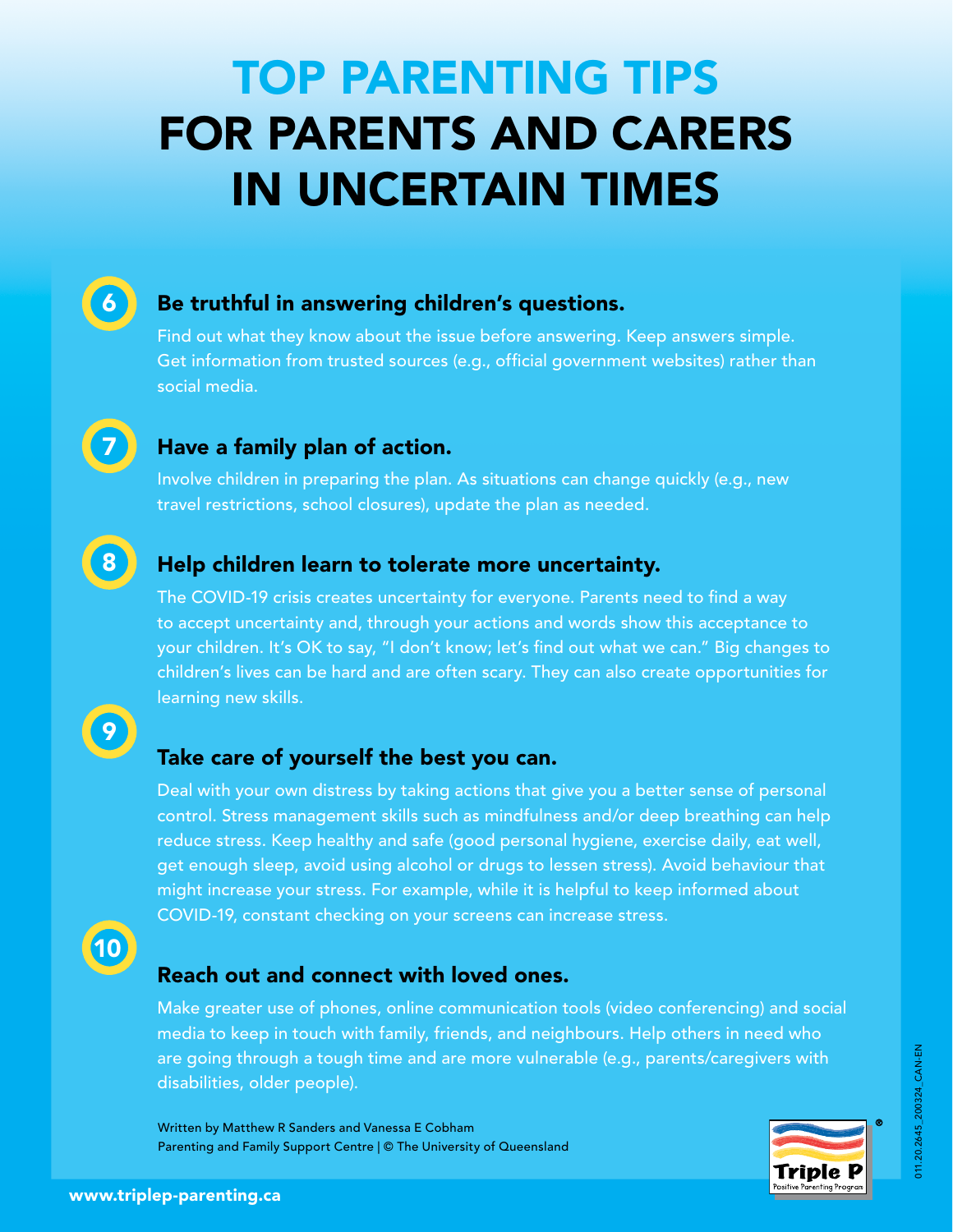# TOP PARENTING TIPS FOR PARENTS AND CARERS IN UNCERTAIN TIMES

6. **Be truthful in answering children's questions.**

   Find out what they know about the issue before answering. Keep answers simple. Get information from trusted sources (e.g., official government websites) rather than social media.

7. **Have a family plan of action.**

   Involve children in preparing the plan. As situations can change quickly (e.g., new travel restrictions, school closures), update the plan as needed.

8. **Help children learn to tolerate more uncertainty.**

   The COVID-19 crisis creates uncertainty for everyone. Parents need to find a way to accept uncertainty and, through your actions and words show this acceptance to your children. It's OK to say, "I don't know; let's find out what we can." Big changes to children's lives can be hard and are often scary. They can also create opportunities for learning new skills.

9. **Take care of yourself the best you can.**

   Deal with your own distress by taking actions that give you a better sense of personal control. Stress management skills such as mindfulness and/or deep breathing can help reduce stress. Keep healthy and safe (good personal hygiene, exercise daily, eat well, get enough sleep, avoid using alcohol or drugs to lessen stress). Avoid behaviour that might increase your stress. For example, while it is helpful to keep informed about COVID-19, constant checking on your screens can increase stress.

10. **Reach out and connect with loved ones.**

    Make greater use of phones, online communication tools (video conferencing) and social media to keep in touch with family, friends, and neighbours. Help others in need who are going through a tough time and are more vulnerable (e.g., parents/caregivers with disabilities, older people).

Written by Matthew R Sanders and Vanessa E Cobham
Parenting and Family Support Centre | © The University of Queensland

Triple P® Positive Parenting Program

011.20.2645_200324_CAN-EN

www.triplep-parenting.ca